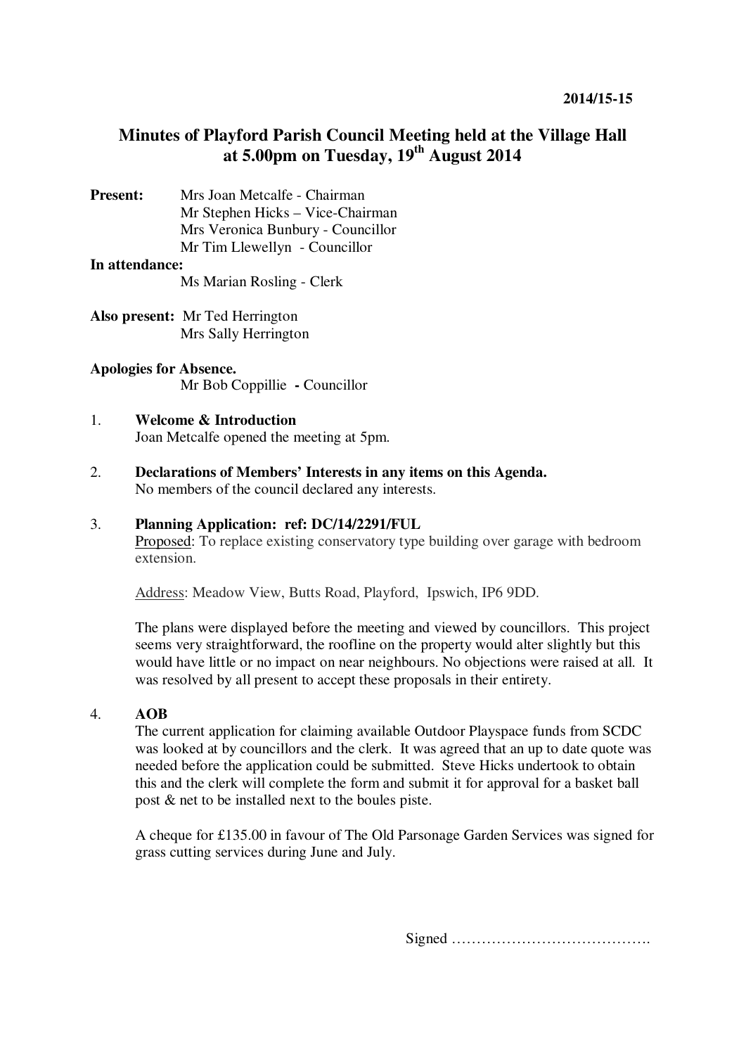**2014/15-15**

# Minutes of Playford Parish Council Meeting held at the Village Hall at 5.00pm on Tuesday, 19th August 2014

**Present:** Mrs Joan Metcalfe - Chairman
Mr Stephen Hicks – Vice-Chairman
Mrs Veronica Bunbury - Councillor
Mr Tim Llewellyn - Councillor

**In attendance:**
Ms Marian Rosling - Clerk

**Also present:** Mr Ted Herrington
Mrs Sally Herrington

**Apologies for Absence.**
Mr Bob Coppillie **-** Councillor

1. **Welcome & Introduction**
   Joan Metcalfe opened the meeting at 5pm.

2. **Declarations of Members' Interests in any items on this Agenda.**
   No members of the council declared any interests.

3. **Planning Application: ref: DC/14/2291/FUL**
   Proposed: To replace existing conservatory type building over garage with bedroom extension.

   Address: Meadow View, Butts Road, Playford, Ipswich, IP6 9DD.

   The plans were displayed before the meeting and viewed by councillors. This project seems very straightforward, the roofline on the property would alter slightly but this would have little or no impact on near neighbours. No objections were raised at all. It was resolved by all present to accept these proposals in their entirety.

4. **AOB**
   The current application for claiming available Outdoor Playspace funds from SCDC was looked at by councillors and the clerk. It was agreed that an up to date quote was needed before the application could be submitted. Steve Hicks undertook to obtain this and the clerk will complete the form and submit it for approval for a basket ball post & net to be installed next to the boules piste.

   A cheque for £135.00 in favour of The Old Parsonage Garden Services was signed for grass cutting services during June and July.

Signed ………………………………….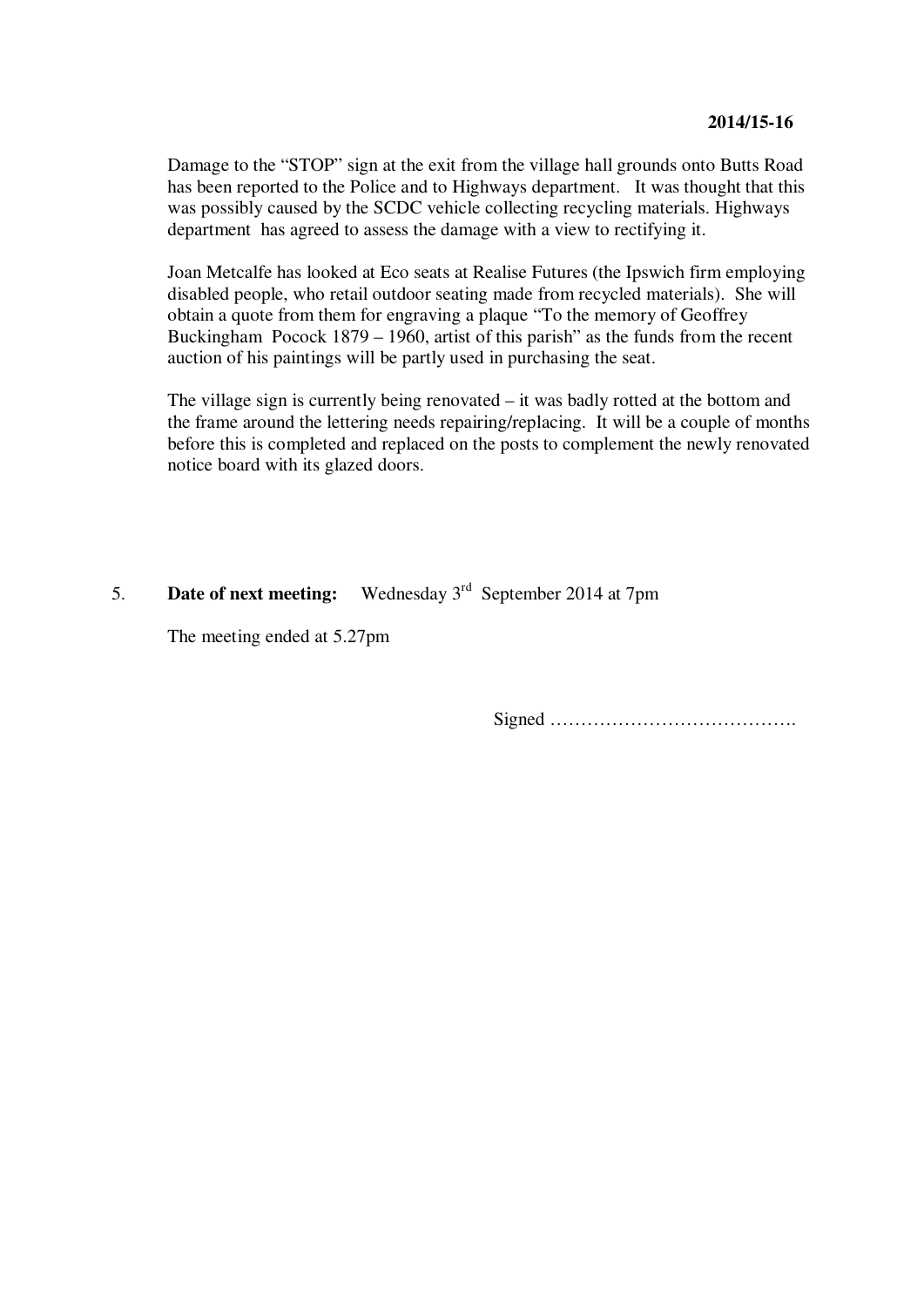**2014/15-16**

Damage to the "STOP" sign at the exit from the village hall grounds onto Butts Road has been reported to the Police and to Highways department. It was thought that this was possibly caused by the SCDC vehicle collecting recycling materials. Highways department has agreed to assess the damage with a view to rectifying it.

Joan Metcalfe has looked at Eco seats at Realise Futures (the Ipswich firm employing disabled people, who retail outdoor seating made from recycled materials). She will obtain a quote from them for engraving a plaque "To the memory of Geoffrey Buckingham Pocock 1879 – 1960, artist of this parish" as the funds from the recent auction of his paintings will be partly used in purchasing the seat.

The village sign is currently being renovated – it was badly rotted at the bottom and the frame around the lettering needs repairing/replacing. It will be a couple of months before this is completed and replaced on the posts to complement the newly renovated notice board with its glazed doors.

5. **Date of next meeting:** Wednesday 3rd September 2014 at 7pm

The meeting ended at 5.27pm

Signed ………………………………….